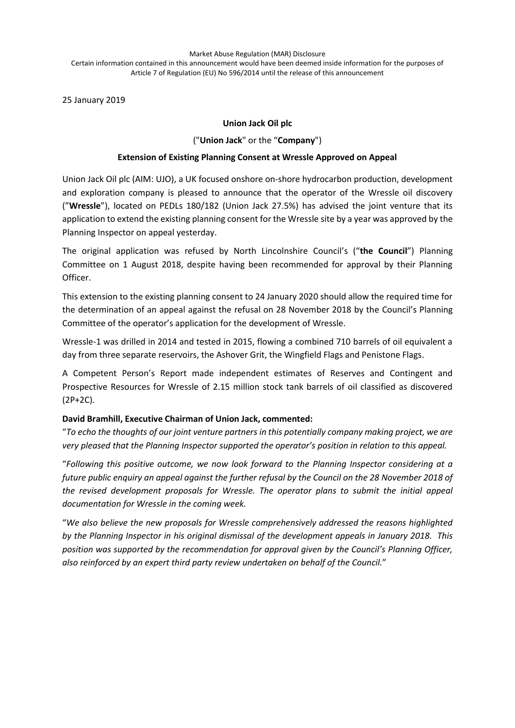Market Abuse Regulation (MAR) Disclosure

Certain information contained in this announcement would have been deemed inside information for the purposes of Article 7 of Regulation (EU) No 596/2014 until the release of this announcement

25 January 2019

**Union Jack Oil plc**

("**Union Jack**" or the "**Company**")

**Extension of Existing Planning Consent at Wressle Approved on Appeal**

Union Jack Oil plc (AIM: UJO), a UK focused onshore on-shore hydrocarbon production, development and exploration company is pleased to announce that the operator of the Wressle oil discovery ("**Wressle**"), located on PEDLs 180/182 (Union Jack 27.5%) has advised the joint venture that its application to extend the existing planning consent for the Wressle site by a year was approved by the Planning Inspector on appeal yesterday.

The original application was refused by North Lincolnshire Council's ("**the Council**") Planning Committee on 1 August 2018, despite having been recommended for approval by their Planning Officer.

This extension to the existing planning consent to 24 January 2020 should allow the required time for the determination of an appeal against the refusal on 28 November 2018 by the Council's Planning Committee of the operator's application for the development of Wressle.

Wressle-1 was drilled in 2014 and tested in 2015, flowing a combined 710 barrels of oil equivalent a day from three separate reservoirs, the Ashover Grit, the Wingfield Flags and Penistone Flags.

A Competent Person's Report made independent estimates of Reserves and Contingent and Prospective Resources for Wressle of 2.15 million stock tank barrels of oil classified as discovered (2P+2C).

**David Bramhill, Executive Chairman of Union Jack, commented:**

"*To echo the thoughts of our joint venture partners in this potentially company making project, we are very pleased that the Planning Inspector supported the operator's position in relation to this appeal.*

"*Following this positive outcome, we now look forward to the Planning Inspector considering at a future public enquiry an appeal against the further refusal by the Council on the 28 November 2018 of the revised development proposals for Wressle. The operator plans to submit the initial appeal documentation for Wressle in the coming week.*

"*We also believe the new proposals for Wressle comprehensively addressed the reasons highlighted by the Planning Inspector in his original dismissal of the development appeals in January 2018. This position was supported by the recommendation for approval given by the Council's Planning Officer, also reinforced by an expert third party review undertaken on behalf of the Council.*"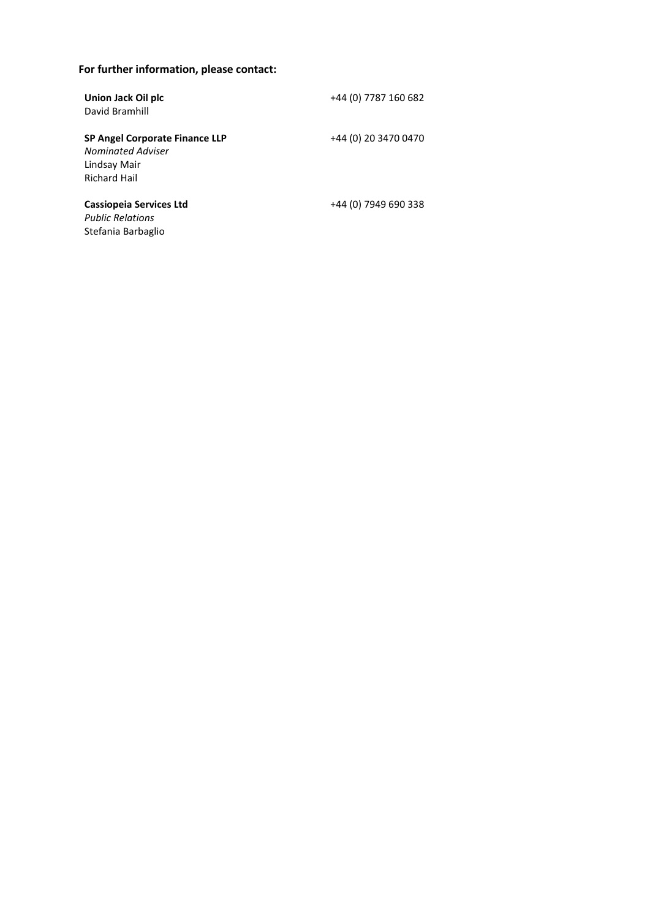**For further information, please contact:**

| | |
|---|---|
| **Union Jack Oil plc**<br>David Bramhill | +44 (0) 7787 160 682 |
| **SP Angel Corporate Finance LLP**<br>*Nominated Adviser*<br>Lindsay Mair<br>Richard Hail | +44 (0) 20 3470 0470 |
| **Cassiopeia Services Ltd**<br>*Public Relations*<br>Stefania Barbaglio | +44 (0) 7949 690 338 |